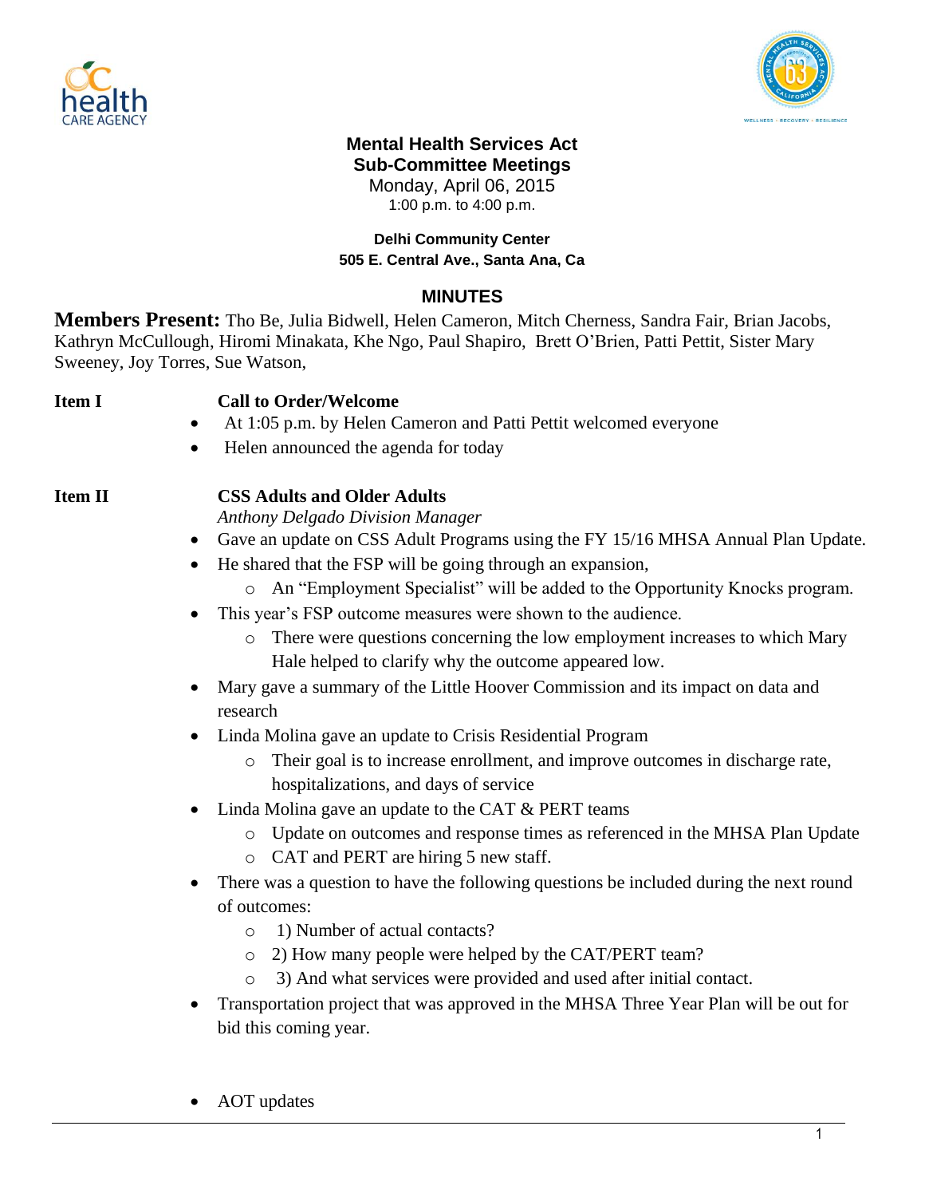# Mental Health Services Act
## Sub-Committee Meetings

Monday, April 06, 2015
1:00 p.m. to 4:00 p.m.

**Delhi Community Center**
**505 E. Central Ave., Santa Ana, Ca**

## MINUTES

**Members Present:** Tho Be, Julia Bidwell, Helen Cameron, Mitch Cherness, Sandra Fair, Brian Jacobs, Kathryn McCullough, Hiromi Minakata, Khe Ngo, Paul Shapiro, Brett O'Brien, Patti Pettit, Sister Mary Sweeney, Joy Torres, Sue Watson,

**Item I** **Call to Order/Welcome**

- At 1:05 p.m. by Helen Cameron and Patti Pettit welcomed everyone
- Helen announced the agenda for today

**Item II** **CSS Adults and Older Adults**

*Anthony Delgado Division Manager*

- Gave an update on CSS Adult Programs using the FY 15/16 MHSA Annual Plan Update.
- He shared that the FSP will be going through an expansion,
  - An "Employment Specialist" will be added to the Opportunity Knocks program.
- This year's FSP outcome measures were shown to the audience.
  - There were questions concerning the low employment increases to which Mary Hale helped to clarify why the outcome appeared low.
- Mary gave a summary of the Little Hoover Commission and its impact on data and research
- Linda Molina gave an update to Crisis Residential Program
  - Their goal is to increase enrollment, and improve outcomes in discharge rate, hospitalizations, and days of service
- Linda Molina gave an update to the CAT & PERT teams
  - Update on outcomes and response times as referenced in the MHSA Plan Update
  - CAT and PERT are hiring 5 new staff.
- There was a question to have the following questions be included during the next round of outcomes:
  - 1) Number of actual contacts?
  - 2) How many people were helped by the CAT/PERT team?
  - 3) And what services were provided and used after initial contact.
- Transportation project that was approved in the MHSA Three Year Plan will be out for bid this coming year.

- AOT updates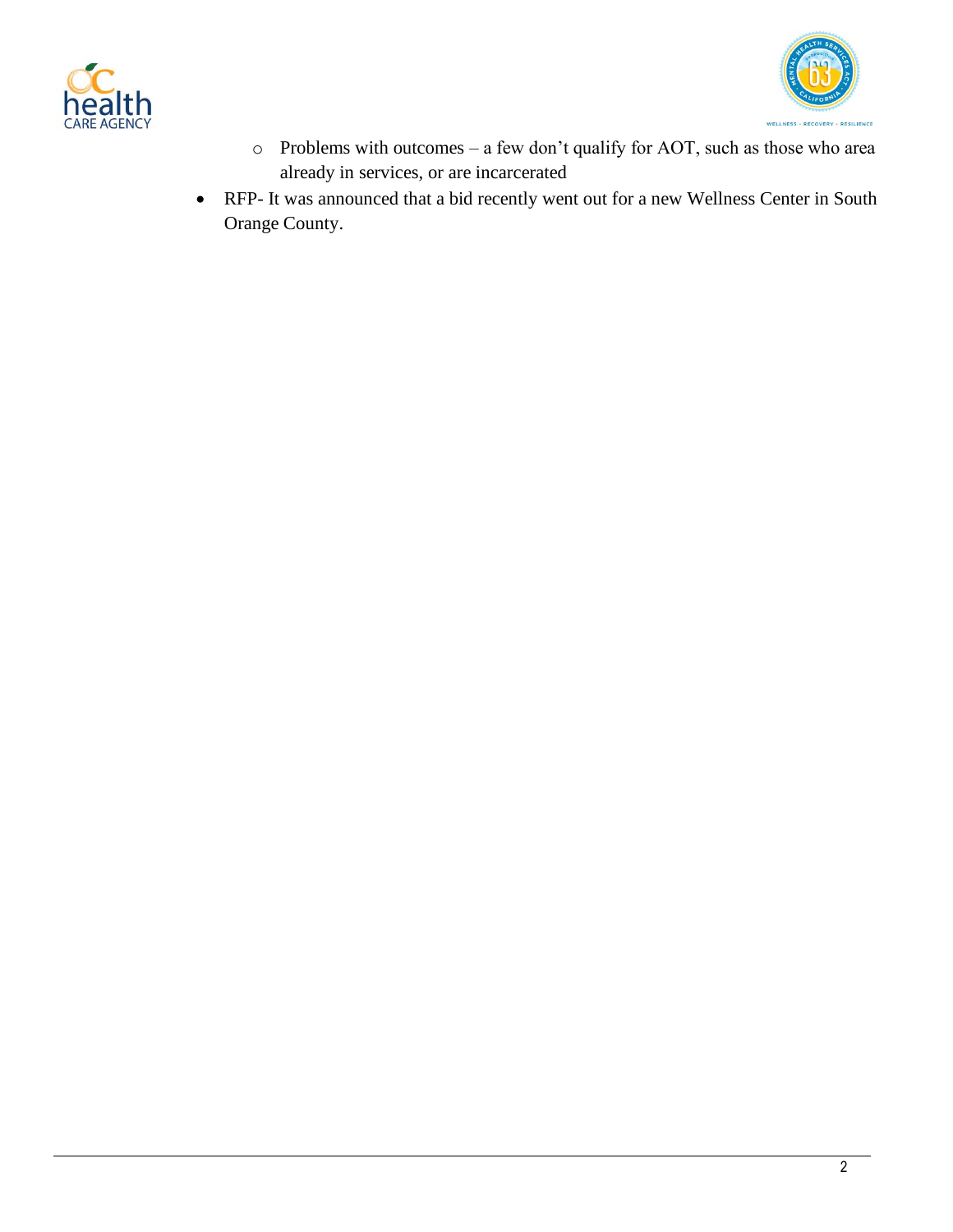- Problems with outcomes – a few don't qualify for AOT, such as those who area already in services, or are incarcerated

- RFP- It was announced that a bid recently went out for a new Wellness Center in South Orange County.